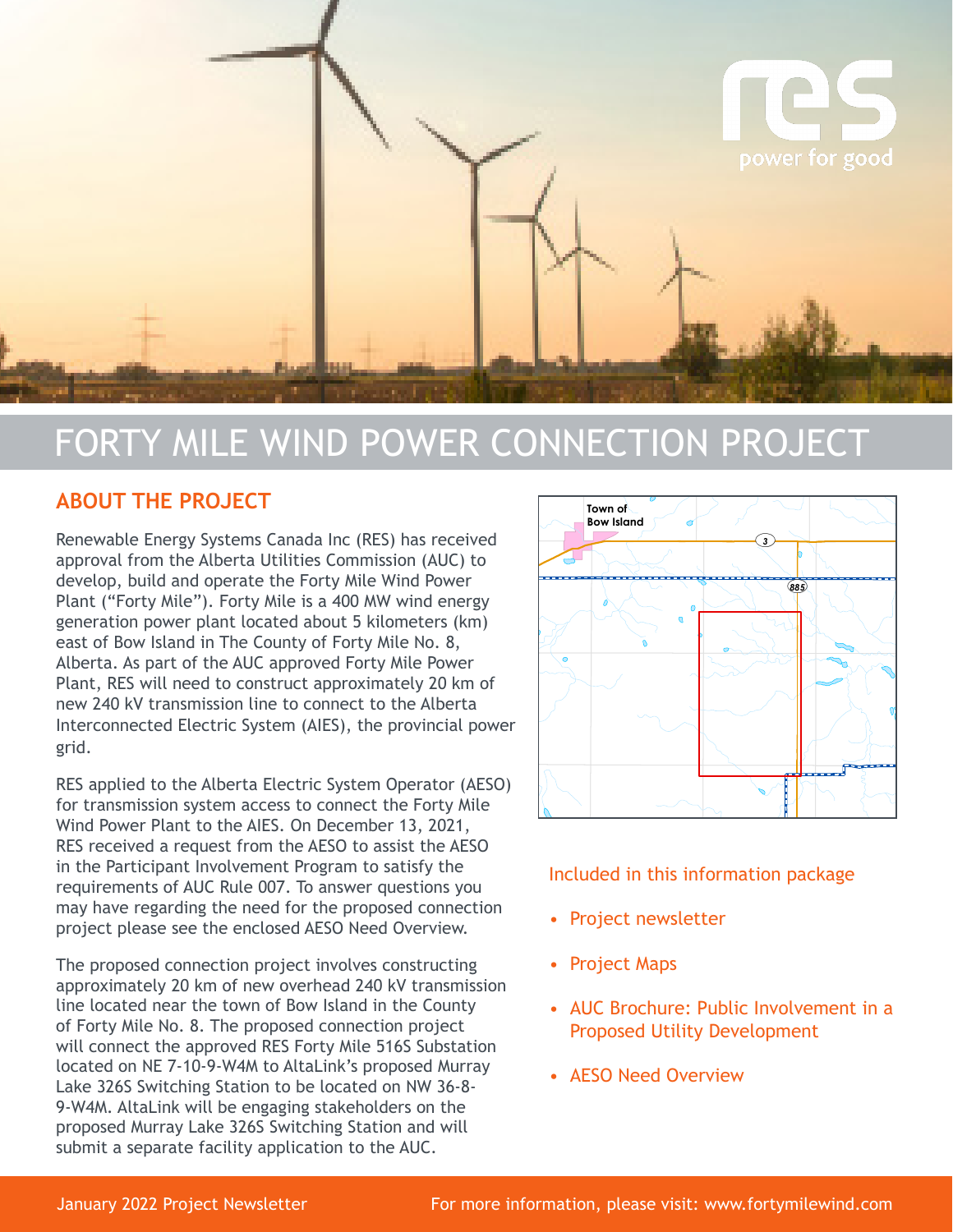# FORTY MILE WIND POWER CONNECTION PROJECT

## ABOUT THE PROJECT

Renewable Energy Systems Canada Inc (RES) has received approval from the Alberta Utilities Commission (AUC) to develop, build and operate the Forty Mile Wind Power Plant ("Forty Mile"). Forty Mile is a 400 MW wind energy generation power plant located about 5 kilometers (km) east of Bow Island in The County of Forty Mile No. 8, Alberta. As part of the AUC approved Forty Mile Power Plant, RES will need to construct approximately 20 km of new 240 kV transmission line to connect to the Alberta Interconnected Electric System (AIES), the provincial power grid.

RES applied to the Alberta Electric System Operator (AESO) for transmission system access to connect the Forty Mile Wind Power Plant to the AIES. On December 13, 2021, RES received a request from the AESO to assist the AESO in the Participant Involvement Program to satisfy the requirements of AUC Rule 007. To answer questions you may have regarding the need for the proposed connection project please see the enclosed AESO Need Overview.

The proposed connection project involves constructing approximately 20 km of new overhead 240 kV transmission line located near the town of Bow Island in the County of Forty Mile No. 8. The proposed connection project will connect the approved RES Forty Mile 516S Substation located on NE 7-10-9-W4M to AltaLink's proposed Murray Lake 326S Switching Station to be located on NW 36-8-9-W4M. AltaLink will be engaging stakeholders on the proposed Murray Lake 326S Switching Station and will submit a separate facility application to the AUC.

Included in this information package

- Project newsletter
- Project Maps
- AUC Brochure: Public Involvement in a Proposed Utility Development
- AESO Need Overview

January 2022 Project Newsletter

For more information, please visit: www.fortymilewind.com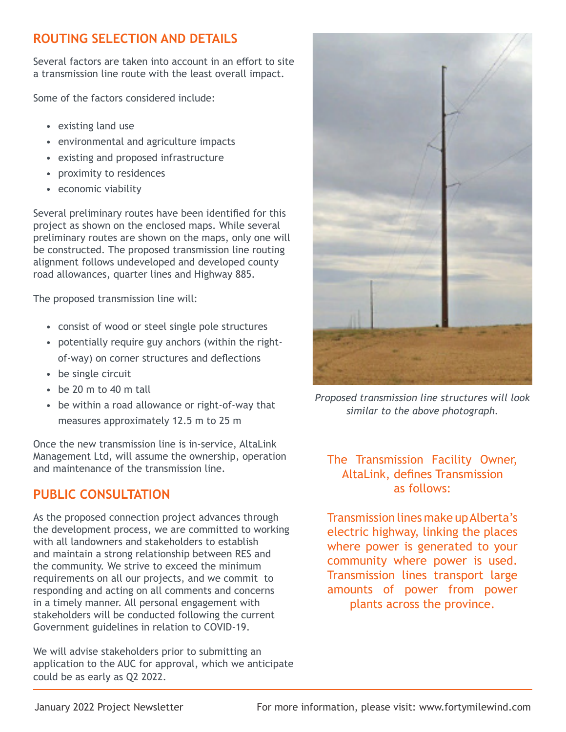## ROUTING SELECTION AND DETAILS

Several factors are taken into account in an effort to site a transmission line route with the least overall impact.

Some of the factors considered include:

- existing land use
- environmental and agriculture impacts
- existing and proposed infrastructure
- proximity to residences
- economic viability

Several preliminary routes have been identified for this project as shown on the enclosed maps. While several preliminary routes are shown on the maps, only one will be constructed. The proposed transmission line routing alignment follows undeveloped and developed county road allowances, quarter lines and Highway 885.

The proposed transmission line will:

- consist of wood or steel single pole structures
- potentially require guy anchors (within the right-of-way) on corner structures and deflections
- be single circuit
- be 20 m to 40 m tall
- be within a road allowance or right-of-way that measures approximately 12.5 m to 25 m

Once the new transmission line is in-service, AltaLink Management Ltd, will assume the ownership, operation and maintenance of the transmission line.

## PUBLIC CONSULTATION

As the proposed connection project advances through the development process, we are committed to working with all landowners and stakeholders to establish and maintain a strong relationship between RES and the community. We strive to exceed the minimum requirements on all our projects, and we commit to responding and acting on all comments and concerns in a timely manner. All personal engagement with stakeholders will be conducted following the current Government guidelines in relation to COVID-19.

We will advise stakeholders prior to submitting an application to the AUC for approval, which we anticipate could be as early as Q2 2022.

*Proposed transmission line structures will look similar to the above photograph.*

The Transmission Facility Owner, AltaLink, defines Transmission as follows:

Transmission lines make up Alberta's electric highway, linking the places where power is generated to your community where power is used. Transmission lines transport large amounts of power from power plants across the province.

January 2022 Project Newsletter

For more information, please visit: www.fortymilewind.com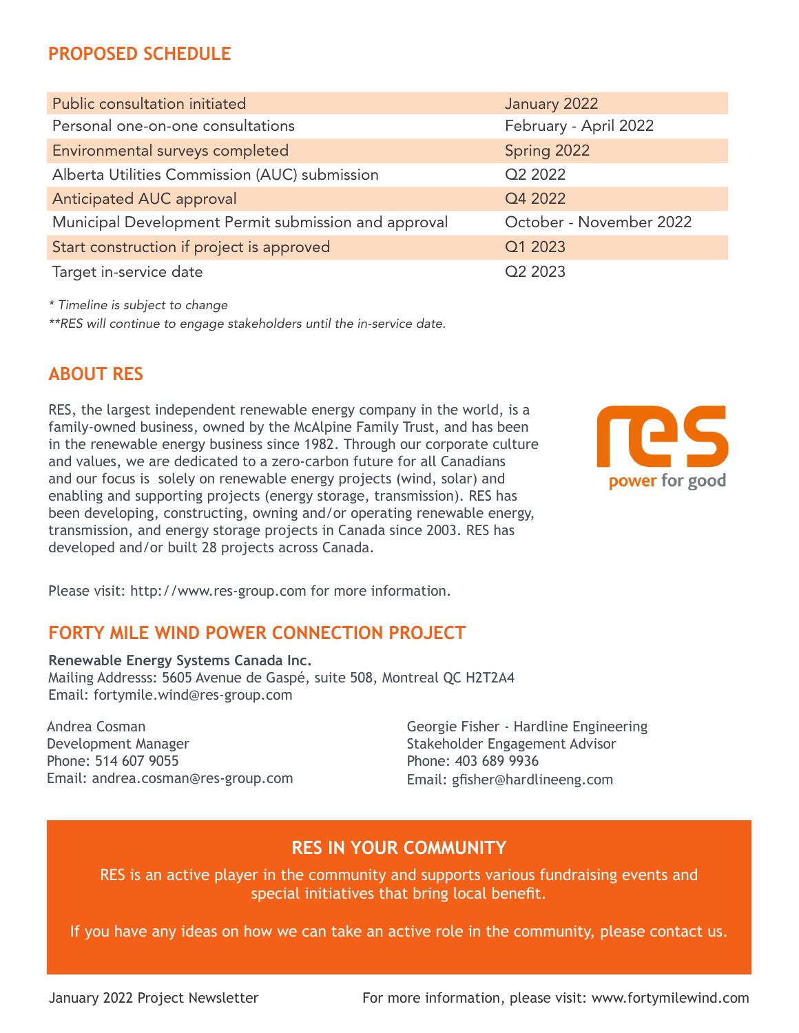## PROPOSED SCHEDULE

| | |
|---|---|
| Public consultation initiated | January 2022 |
| Personal one-on-one consultations | February - April 2022 |
| Environmental surveys completed | Spring 2022 |
| Alberta Utilities Commission (AUC) submission | Q2 2022 |
| Anticipated AUC approval | Q4 2022 |
| Municipal Development Permit submission and approval | October - November 2022 |
| Start construction if project is approved | Q1 2023 |
| Target in-service date | Q2 2023 |

*\* Timeline is subject to change*

*\*\*RES will continue to engage stakeholders until the in-service date.*

## ABOUT RES

RES, the largest independent renewable energy company in the world, is a family-owned business, owned by the McAlpine Family Trust, and has been in the renewable energy business since 1982. Through our corporate culture and values, we are dedicated to a zero-carbon future for all Canadians and our focus is solely on renewable energy projects (wind, solar) and enabling and supporting projects (energy storage, transmission). RES has been developing, constructing, owning and/or operating renewable energy, transmission, and energy storage projects in Canada since 2003. RES has developed and/or built 28 projects across Canada.

res
power for good

Please visit: http://www.res-group.com for more information.

## FORTY MILE WIND POWER CONNECTION PROJECT

**Renewable Energy Systems Canada Inc.**
Mailing Addresss: 5605 Avenue de Gaspé, suite 508, Montreal QC H2T2A4
Email: fortymile.wind@res-group.com

Andrea Cosman
Development Manager
Phone: 514 607 9055
Email: andrea.cosman@res-group.com

Georgie Fisher - Hardline Engineering
Stakeholder Engagement Advisor
Phone: 403 689 9936
Email: gfisher@hardlineeng.com

## RES IN YOUR COMMUNITY

RES is an active player in the community and supports various fundraising events and special initiatives that bring local benefit.

If you have any ideas on how we can take an active role in the community, please contact us.

January 2022 Project Newsletter

For more information, please visit: www.fortymilewind.com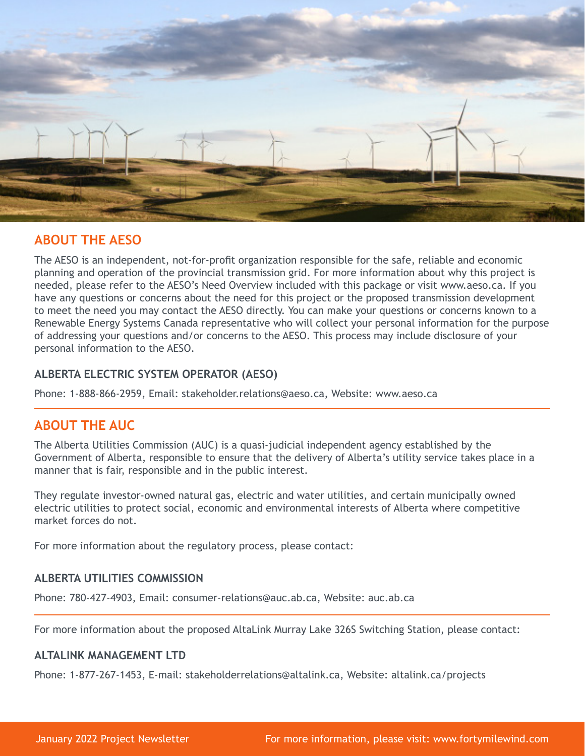## ABOUT THE AESO

The AESO is an independent, not-for-profit organization responsible for the safe, reliable and economic planning and operation of the provincial transmission grid. For more information about why this project is needed, please refer to the AESO's Need Overview included with this package or visit www.aeso.ca. If you have any questions or concerns about the need for this project or the proposed transmission development to meet the need you may contact the AESO directly. You can make your questions or concerns known to a Renewable Energy Systems Canada representative who will collect your personal information for the purpose of addressing your questions and/or concerns to the AESO. This process may include disclosure of your personal information to the AESO.

### ALBERTA ELECTRIC SYSTEM OPERATOR (AESO)

Phone: 1-888-866-2959, Email: stakeholder.relations@aeso.ca, Website: www.aeso.ca

---

## ABOUT THE AUC

The Alberta Utilities Commission (AUC) is a quasi-judicial independent agency established by the Government of Alberta, responsible to ensure that the delivery of Alberta's utility service takes place in a manner that is fair, responsible and in the public interest.

They regulate investor-owned natural gas, electric and water utilities, and certain municipally owned electric utilities to protect social, economic and environmental interests of Alberta where competitive market forces do not.

For more information about the regulatory process, please contact:

### ALBERTA UTILITIES COMMISSION

Phone: 780-427-4903, Email: consumer-relations@auc.ab.ca, Website: auc.ab.ca

---

For more information about the proposed AltaLink Murray Lake 326S Switching Station, please contact:

### ALTALINK MANAGEMENT LTD

Phone: 1-877-267-1453, E-mail: stakeholderrelations@altalink.ca, Website: altalink.ca/projects

January 2022 Project Newsletter — For more information, please visit: www.fortymilewind.com